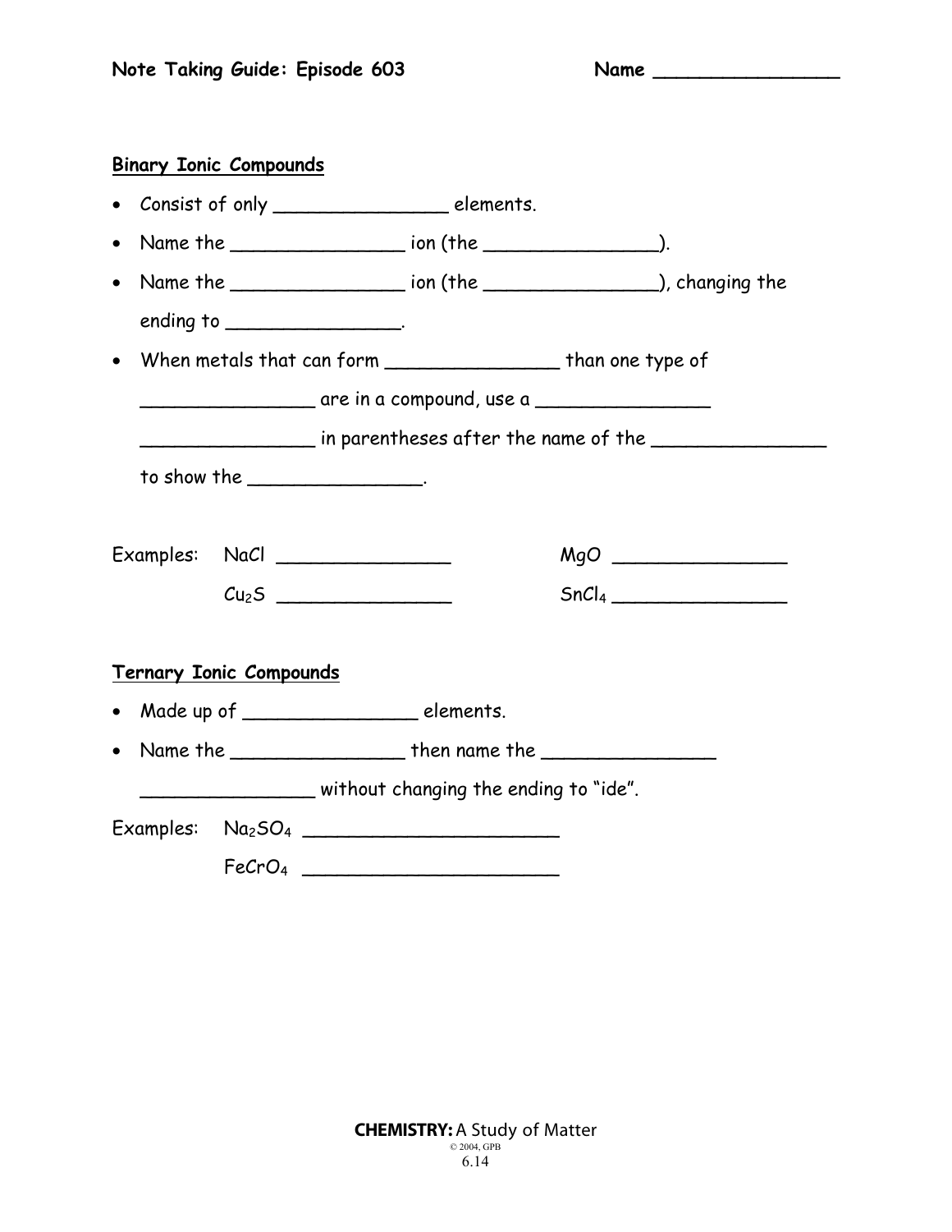**Note Taking Guide: Episode 603** Name ________________

**Binary Ionic Compounds**

- Consist of only ________________ elements.
- Name the ________________ ion (the ________________).
- Name the ________________ ion (the ________________), changing the ending to ________________.
- When metals that can form ________________ than one type of ________________ are in a compound, use a ________________ ________________ in parentheses after the name of the ________________ to show the ________________.

Examples: NaCl ________________ MgO ________________

$Cu_2S$ ________________ $SnCl_4$ ________________

**Ternary Ionic Compounds**

- Made up of ________________ elements.
- Name the ________________ then name the ________________ ________________ without changing the ending to "ide".

Examples: $Na_2SO_4$ ________________________

$FeCrO_4$ ________________________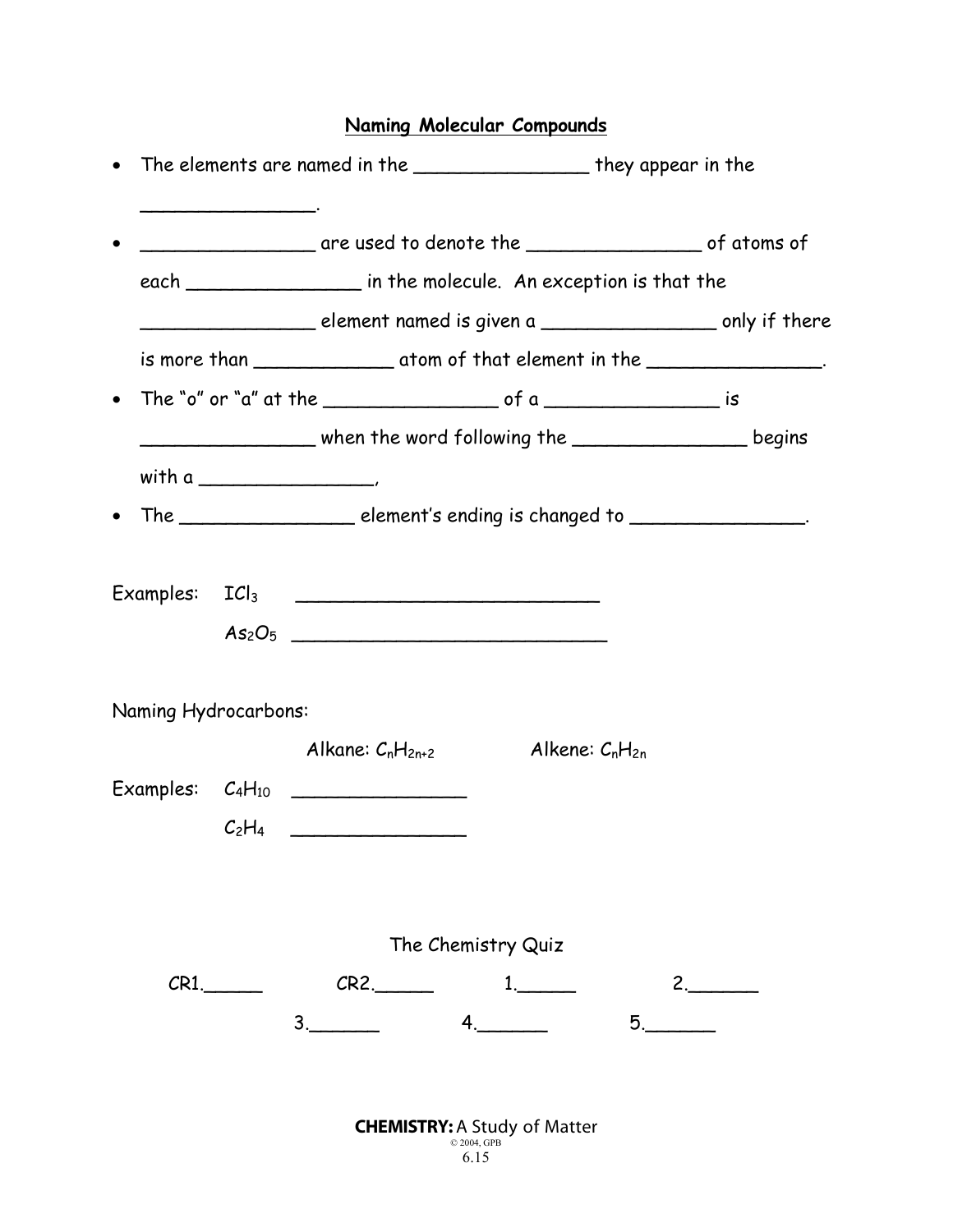## Naming Molecular Compounds

- The elements are named in the _______________ they appear in the _______________.
- _______________ are used to denote the _______________ of atoms of each _______________ in the molecule. An exception is that the _______________ element named is given a _______________ only if there is more than ____________ atom of that element in the _______________.
- The "o" or "a" at the _______________ of a _______________ is _______________ when the word following the _______________ begins with a _______________,
- The _______________ element's ending is changed to _______________.

Examples: $ICl_3$ ___________________________

$As_2O_5$ ____________________________

Naming Hydrocarbons:

Alkane: $C_nH_{2n+2}$ Alkene: $C_nH_{2n}$

Examples: $C_4H_{10}$ _______________

$C_2H_4$ _______________

The Chemistry Quiz

CR1._____ CR2._____ 1._____ 2.______

3.______ 4.______ 5.______

**CHEMISTRY:** A Study of Matter

© 2004, GPB

6.15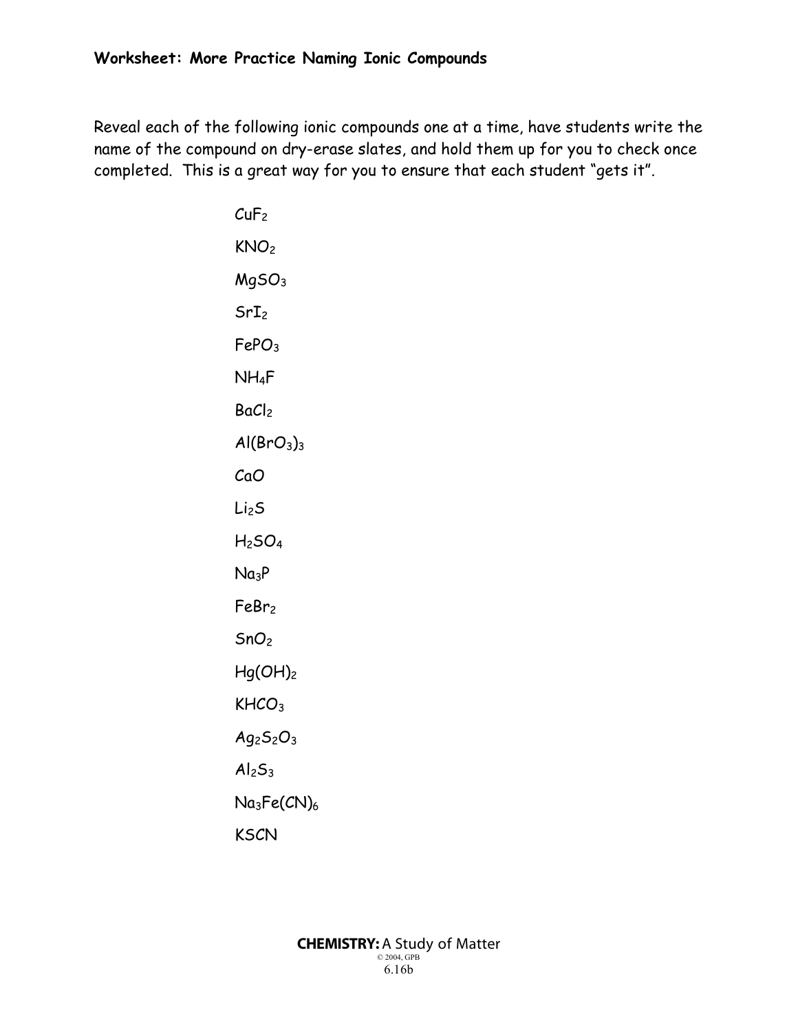**Worksheet: More Practice Naming Ionic Compounds**

Reveal each of the following ionic compounds one at a time, have students write the name of the compound on dry-erase slates, and hold them up for you to check once completed. This is a great way for you to ensure that each student "gets it".

$CuF_2$

$KNO_2$

$MgSO_3$

$SrI_2$

$FePO_3$

$NH_4F$

$BaCl_2$

$Al(BrO_3)_3$

$CaO$

$Li_2S$

$H_2SO_4$

$Na_3P$

$FeBr_2$

$SnO_2$

$Hg(OH)_2$

$KHCO_3$

$Ag_2S_2O_3$

$Al_2S_3$

$Na_3Fe(CN)_6$

$KSCN$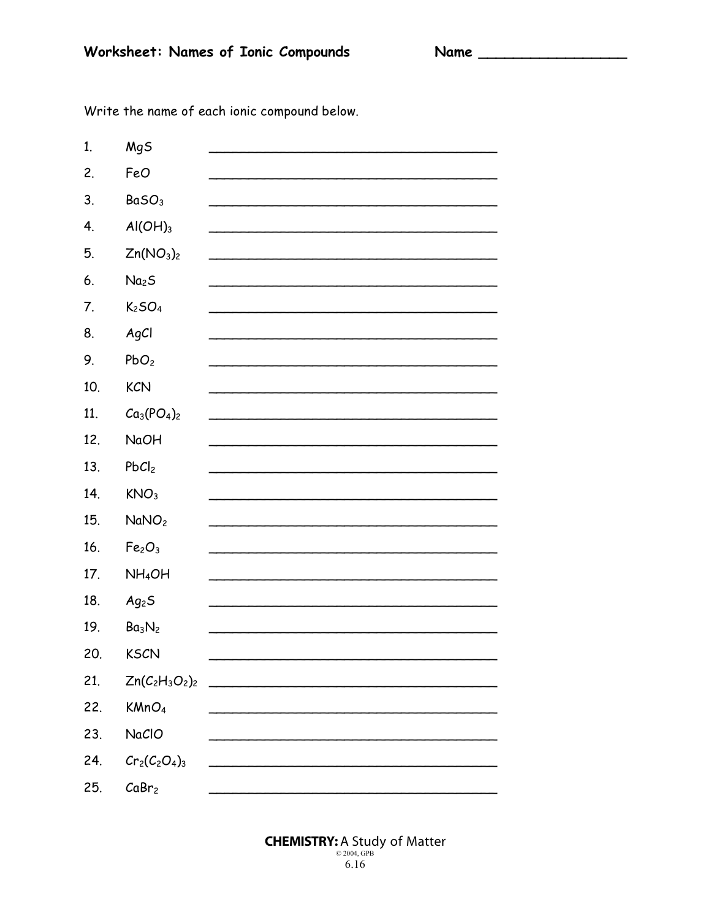**Worksheet: Names of Ionic Compounds** **Name** _________________

Write the name of each ionic compound below.

1. $MgS$ ______________________________________
2. $FeO$ ______________________________________
3. $BaSO_3$ ______________________________________
4. $Al(OH)_3$ ______________________________________
5. $Zn(NO_3)_2$ ______________________________________
6. $Na_2S$ ______________________________________
7. $K_2SO_4$ ______________________________________
8. $AgCl$ ______________________________________
9. $PbO_2$ ______________________________________
10. $KCN$ ______________________________________
11. $Ca_3(PO_4)_2$ ______________________________________
12. $NaOH$ ______________________________________
13. $PbCl_2$ ______________________________________
14. $KNO_3$ ______________________________________
15. $NaNO_2$ ______________________________________
16. $Fe_2O_3$ ______________________________________
17. $NH_4OH$ ______________________________________
18. $Ag_2S$ ______________________________________
19. $Ba_3N_2$ ______________________________________
20. $KSCN$ ______________________________________
21. $Zn(C_2H_3O_2)_2$ ______________________________________
22. $KMnO_4$ ______________________________________
23. $NaClO$ ______________________________________
24. $Cr_2(C_2O_4)_3$ ______________________________________
25. $CaBr_2$ ______________________________________

**CHEMISTRY:** A Study of Matter
© 2004, GPB
6.16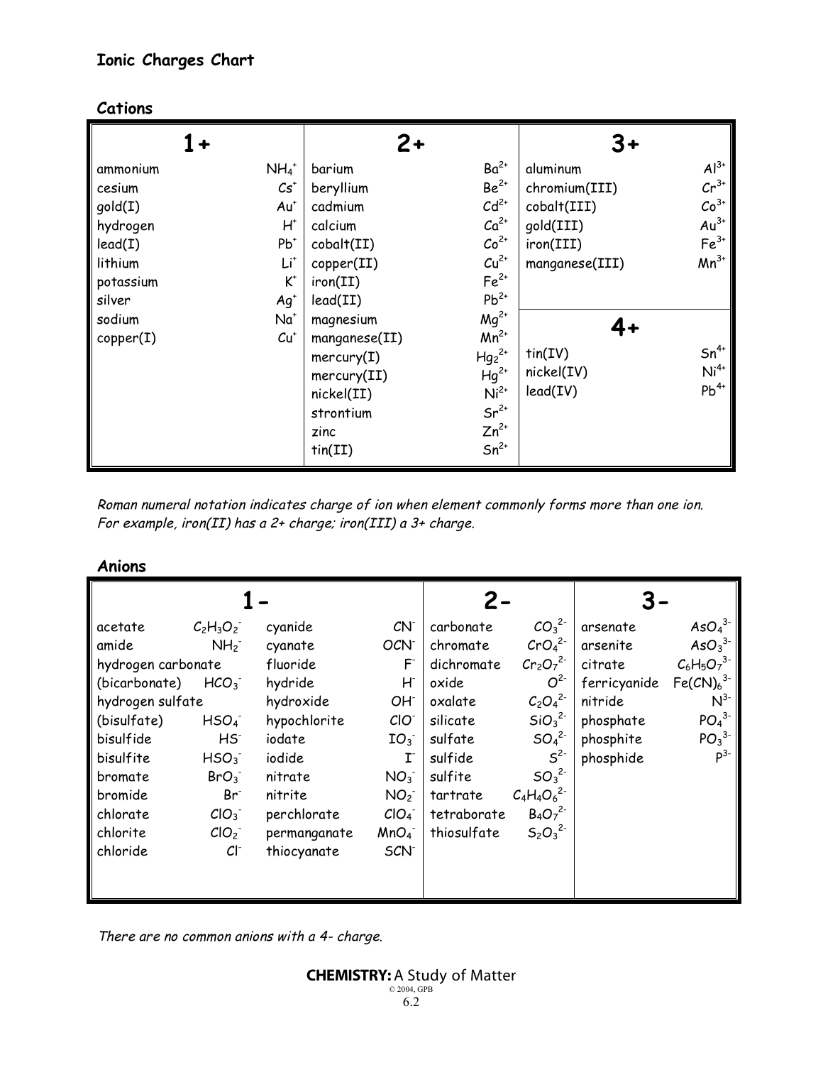## Ionic Charges Chart

### Cations

| 1+ | | 2+ | | 3+ | |
|---|---|---|---|---|---|
| ammonium | $NH_4^+$ | barium | $Ba^{2+}$ | aluminum | $Al^{3+}$ |
| cesium | $Cs^+$ | beryllium | $Be^{2+}$ | chromium(III) | $Cr^{3+}$ |
| gold(I) | $Au^+$ | cadmium | $Cd^{2+}$ | cobalt(III) | $Co^{3+}$ |
| hydrogen | $H^+$ | calcium | $Ca^{2+}$ | gold(III) | $Au^{3+}$ |
| lead(I) | $Pb^+$ | cobalt(II) | $Co^{2+}$ | iron(III) | $Fe^{3+}$ |
| lithium | $Li^+$ | copper(II) | $Cu^{2+}$ | manganese(III) | $Mn^{3+}$ |
| potassium | $K^+$ | iron(II) | $Fe^{2+}$ | | |
| silver | $Ag^+$ | lead(II) | $Pb^{2+}$ | | |
| sodium | $Na^+$ | magnesium | $Mg^{2+}$ | **4+** | |
| copper(I) | $Cu^+$ | manganese(II) | $Mn^{2+}$ | | |
| | | mercury(I) | $Hg_2^{2+}$ | tin(IV) | $Sn^{4+}$ |
| | | mercury(II) | $Hg^{2+}$ | nickel(IV) | $Ni^{4+}$ |
| | | nickel(II) | $Ni^{2+}$ | lead(IV) | $Pb^{4+}$ |
| | | strontium | $Sr^{2+}$ | | |
| | | zinc | $Zn^{2+}$ | | |
| | | tin(II) | $Sn^{2+}$ | | |

*Roman numeral notation indicates charge of ion when element commonly forms more than one ion. For example, iron(II) has a 2+ charge; iron(III) a 3+ charge.*

### Anions

| 1- | | | | 2- | | 3- | |
|---|---|---|---|---|---|---|---|
| acetate | $C_2H_3O_2^-$ | cyanide | $CN^-$ | carbonate | $CO_3^{2-}$ | arsenate | $AsO_4^{3-}$ |
| amide | $NH_2^-$ | cyanate | $OCN^-$ | chromate | $CrO_4^{2-}$ | arsenite | $AsO_3^{3-}$ |
| hydrogen carbonate (bicarbonate) | $HCO_3^-$ | fluoride | $F^-$ | dichromate | $Cr_2O_7^{2-}$ | citrate | $C_6H_5O_7^{3-}$ |
| | | hydride | $H^-$ | oxide | $O^{2-}$ | ferricyanide | $Fe(CN)_6^{3-}$ |
| hydrogen sulfate (bisulfate) | $HSO_4^-$ | hydroxide | $OH^-$ | oxalate | $C_2O_4^{2-}$ | nitride | $N^{3-}$ |
| | | hypochlorite | $ClO^-$ | silicate | $SiO_3^{2-}$ | phosphate | $PO_4^{3-}$ |
| bisulfide | $HS^-$ | iodate | $IO_3^-$ | sulfate | $SO_4^{2-}$ | phosphite | $PO_3^{3-}$ |
| bisulfite | $HSO_3^-$ | iodide | $I^-$ | sulfide | $S^{2-}$ | phosphide | $P^{3-}$ |
| bromate | $BrO_3^-$ | nitrate | $NO_3^-$ | sulfite | $SO_3^{2-}$ | | |
| bromide | $Br^-$ | nitrite | $NO_2^-$ | tartrate | $C_4H_4O_6^{2-}$ | | |
| chlorate | $ClO_3^-$ | perchlorate | $ClO_4^-$ | tetraborate | $B_4O_7^{2-}$ | | |
| chlorite | $ClO_2^-$ | permanganate | $MnO_4^-$ | thiosulfate | $S_2O_3^{2-}$ | | |
| chloride | $Cl^-$ | thiocyanate | $SCN^-$ | | | | |

*There are no common anions with a 4- charge.*

**CHEMISTRY:** A Study of Matter
© 2004, GPB
6.2